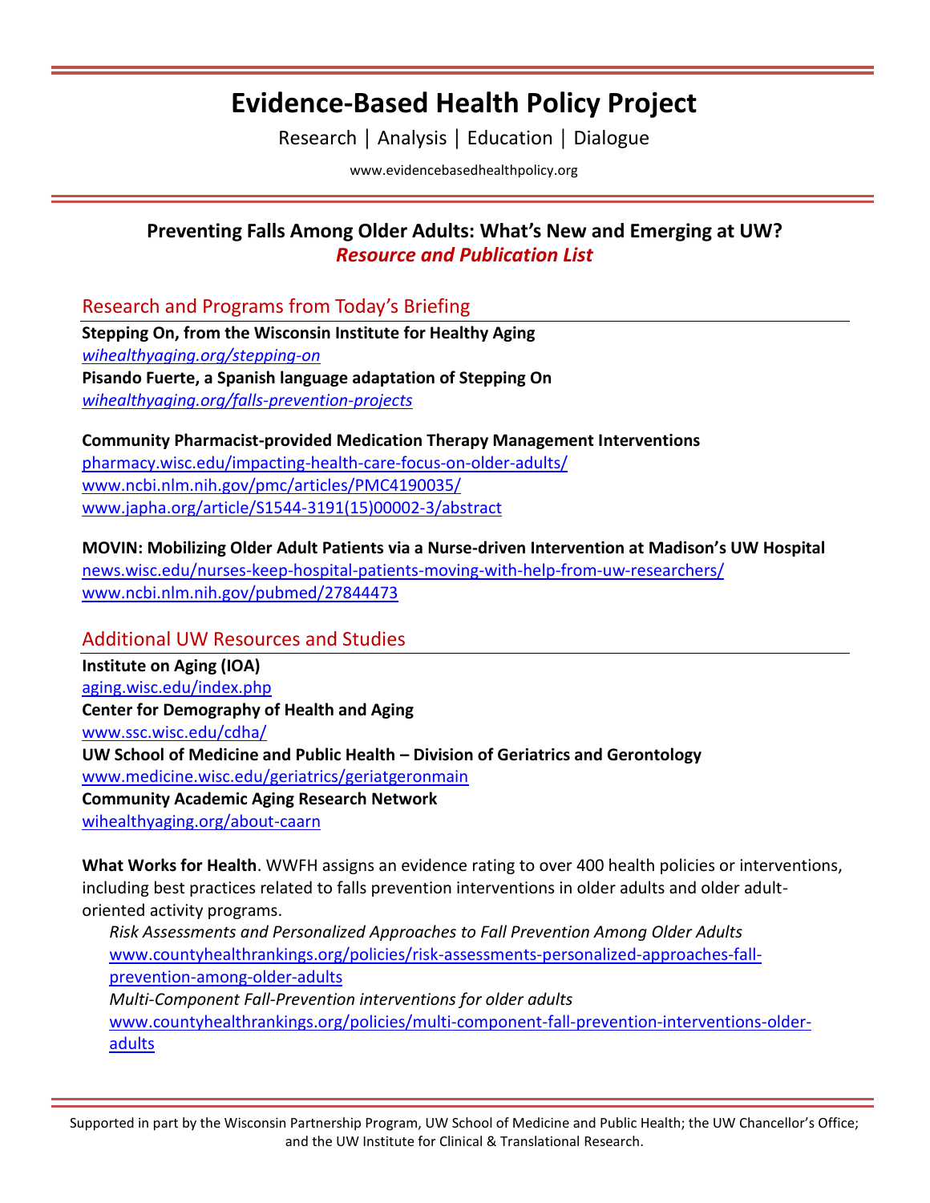# Evidence-Based Health Policy Project

Research | Analysis | Education | Dialogue

www.evidencebasedhealthpolicy.org

## Preventing Falls Among Older Adults: What's New and Emerging at UW?

### *Resource and Publication List*

## Research and Programs from Today's Briefing

**Stepping On, from the Wisconsin Institute for Healthy Aging**
*wihealthyaging.org/stepping-on*
**Pisando Fuerte, a Spanish language adaptation of Stepping On**
*wihealthyaging.org/falls-prevention-projects*

**Community Pharmacist-provided Medication Therapy Management Interventions**
pharmacy.wisc.edu/impacting-health-care-focus-on-older-adults/
www.ncbi.nlm.nih.gov/pmc/articles/PMC4190035/
www.japha.org/article/S1544-3191(15)00002-3/abstract

**MOVIN: Mobilizing Older Adult Patients via a Nurse-driven Intervention at Madison's UW Hospital**
news.wisc.edu/nurses-keep-hospital-patients-moving-with-help-from-uw-researchers/
www.ncbi.nlm.nih.gov/pubmed/27844473

## Additional UW Resources and Studies

**Institute on Aging (IOA)**
aging.wisc.edu/index.php
**Center for Demography of Health and Aging**
www.ssc.wisc.edu/cdha/
**UW School of Medicine and Public Health – Division of Geriatrics and Gerontology**
www.medicine.wisc.edu/geriatrics/geriatgeronmain
**Community Academic Aging Research Network**
wihealthyaging.org/about-caarn

**What Works for Health**. WWFH assigns an evidence rating to over 400 health policies or interventions, including best practices related to falls prevention interventions in older adults and older adult-oriented activity programs.

*Risk Assessments and Personalized Approaches to Fall Prevention Among Older Adults*
www.countyhealthrankings.org/policies/risk-assessments-personalized-approaches-fall-prevention-among-older-adults
*Multi-Component Fall-Prevention interventions for older adults*
www.countyhealthrankings.org/policies/multi-component-fall-prevention-interventions-older-adults

Supported in part by the Wisconsin Partnership Program, UW School of Medicine and Public Health; the UW Chancellor's Office; and the UW Institute for Clinical & Translational Research.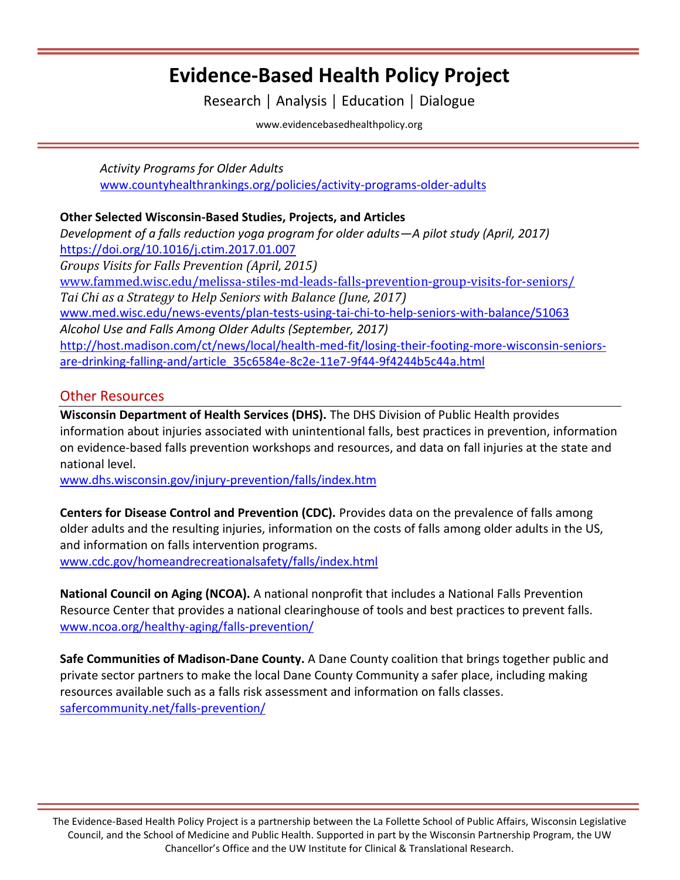*Activity Programs for Older Adults*
www.countyhealthrankings.org/policies/activity-programs-older-adults

**Other Selected Wisconsin-Based Studies, Projects, and Articles**

*Development of a falls reduction yoga program for older adults—A pilot study (April, 2017)*
https://doi.org/10.1016/j.ctim.2017.01.007

*Groups Visits for Falls Prevention (April, 2015)*
www.fammed.wisc.edu/melissa-stiles-md-leads-falls-prevention-group-visits-for-seniors/

*Tai Chi as a Strategy to Help Seniors with Balance (June, 2017)*
www.med.wisc.edu/news-events/plan-tests-using-tai-chi-to-help-seniors-with-balance/51063

*Alcohol Use and Falls Among Older Adults (September, 2017)*
http://host.madison.com/ct/news/local/health-med-fit/losing-their-footing-more-wisconsin-seniors-are-drinking-falling-and/article_35c6584e-8c2e-11e7-9f44-9f4244b5c44a.html

## Other Resources

**Wisconsin Department of Health Services (DHS).** The DHS Division of Public Health provides information about injuries associated with unintentional falls, best practices in prevention, information on evidence-based falls prevention workshops and resources, and data on fall injuries at the state and national level.
www.dhs.wisconsin.gov/injury-prevention/falls/index.htm

**Centers for Disease Control and Prevention (CDC).** Provides data on the prevalence of falls among older adults and the resulting injuries, information on the costs of falls among older adults in the US, and information on falls intervention programs.
www.cdc.gov/homeandrecreationalsafety/falls/index.html

**National Council on Aging (NCOA).** A national nonprofit that includes a National Falls Prevention Resource Center that provides a national clearinghouse of tools and best practices to prevent falls.
www.ncoa.org/healthy-aging/falls-prevention/

**Safe Communities of Madison-Dane County.** A Dane County coalition that brings together public and private sector partners to make the local Dane County Community a safer place, including making resources available such as a falls risk assessment and information on falls classes.
safercommunity.net/falls-prevention/

The Evidence-Based Health Policy Project is a partnership between the La Follette School of Public Affairs, Wisconsin Legislative Council, and the School of Medicine and Public Health. Supported in part by the Wisconsin Partnership Program, the UW Chancellor's Office and the UW Institute for Clinical & Translational Research.